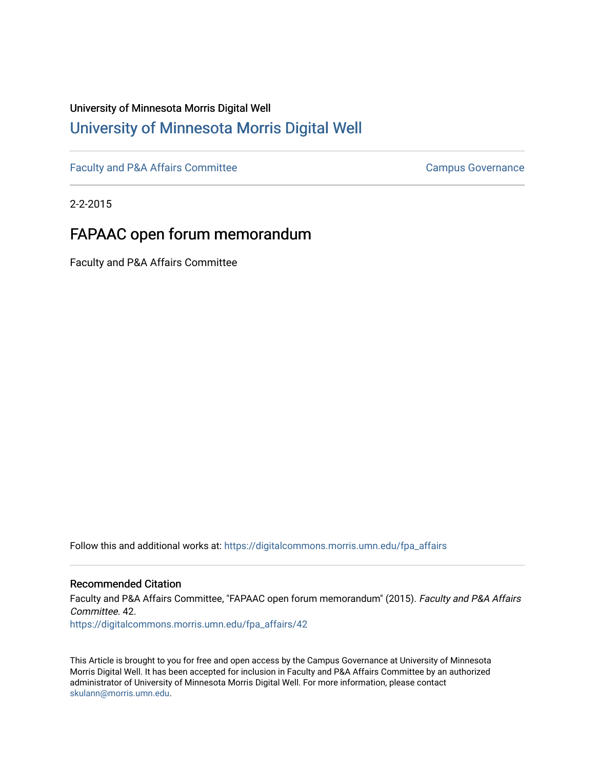University of Minnesota Morris Digital Well

# University of Minnesota Morris Digital Well

Faculty and P&A Affairs Committee | Campus Governance

2-2-2015

## FAPAAC open forum memorandum

Faculty and P&A Affairs Committee

Follow this and additional works at: https://digitalcommons.morris.umn.edu/fpa_affairs

### Recommended Citation

Faculty and P&A Affairs Committee, "FAPAAC open forum memorandum" (2015). *Faculty and P&A Affairs Committee*. 42.
https://digitalcommons.morris.umn.edu/fpa_affairs/42

This Article is brought to you for free and open access by the Campus Governance at University of Minnesota Morris Digital Well. It has been accepted for inclusion in Faculty and P&A Affairs Committee by an authorized administrator of University of Minnesota Morris Digital Well. For more information, please contact skulann@morris.umn.edu.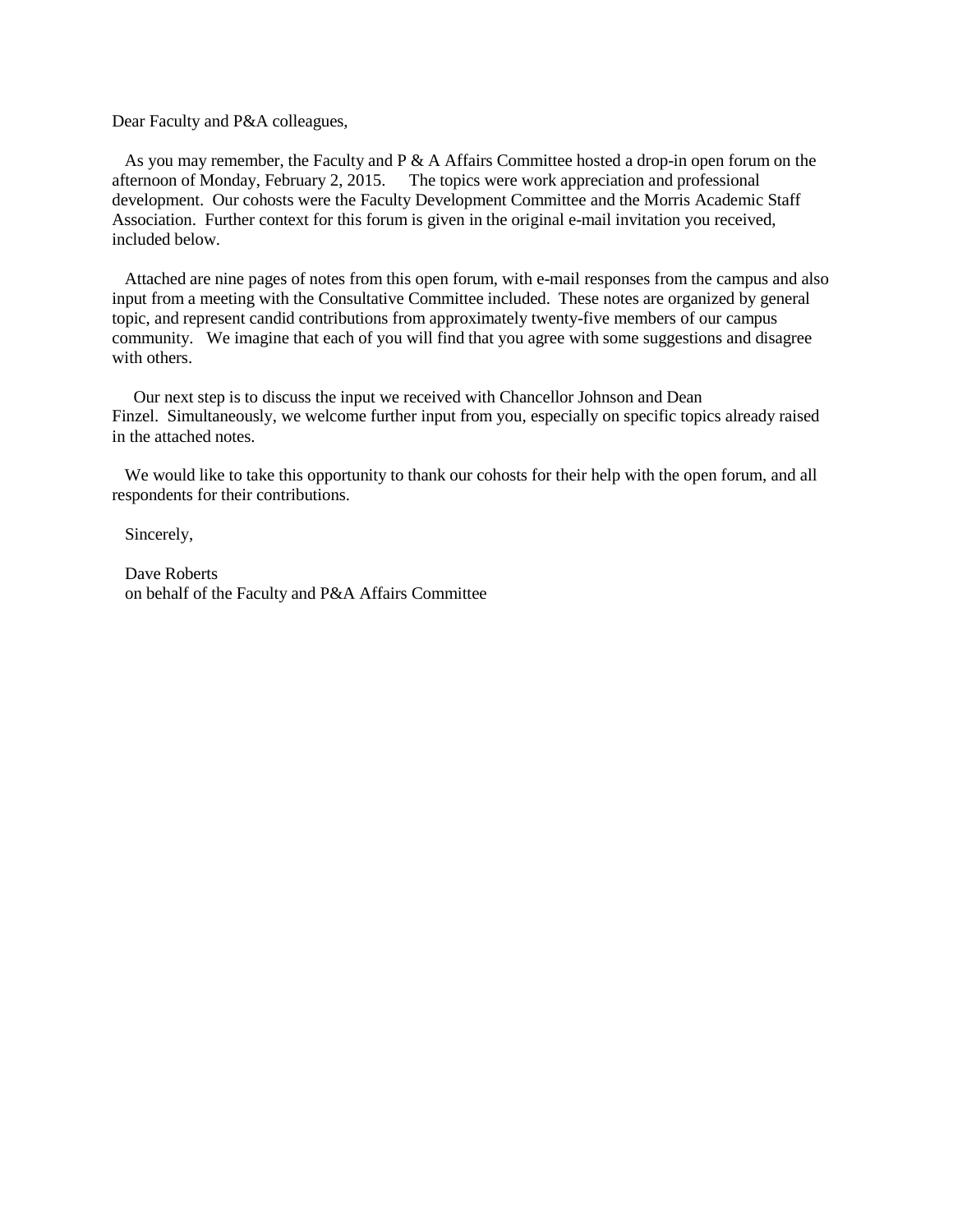Dear Faculty and P&A colleagues,

As you may remember, the Faculty and P & A Affairs Committee hosted a drop-in open forum on the afternoon of Monday, February 2, 2015. The topics were work appreciation and professional development. Our cohosts were the Faculty Development Committee and the Morris Academic Staff Association. Further context for this forum is given in the original e-mail invitation you received, included below.

Attached are nine pages of notes from this open forum, with e-mail responses from the campus and also input from a meeting with the Consultative Committee included. These notes are organized by general topic, and represent candid contributions from approximately twenty-five members of our campus community. We imagine that each of you will find that you agree with some suggestions and disagree with others.

Our next step is to discuss the input we received with Chancellor Johnson and Dean Finzel. Simultaneously, we welcome further input from you, especially on specific topics already raised in the attached notes.

We would like to take this opportunity to thank our cohosts for their help with the open forum, and all respondents for their contributions.

Sincerely,

Dave Roberts
on behalf of the Faculty and P&A Affairs Committee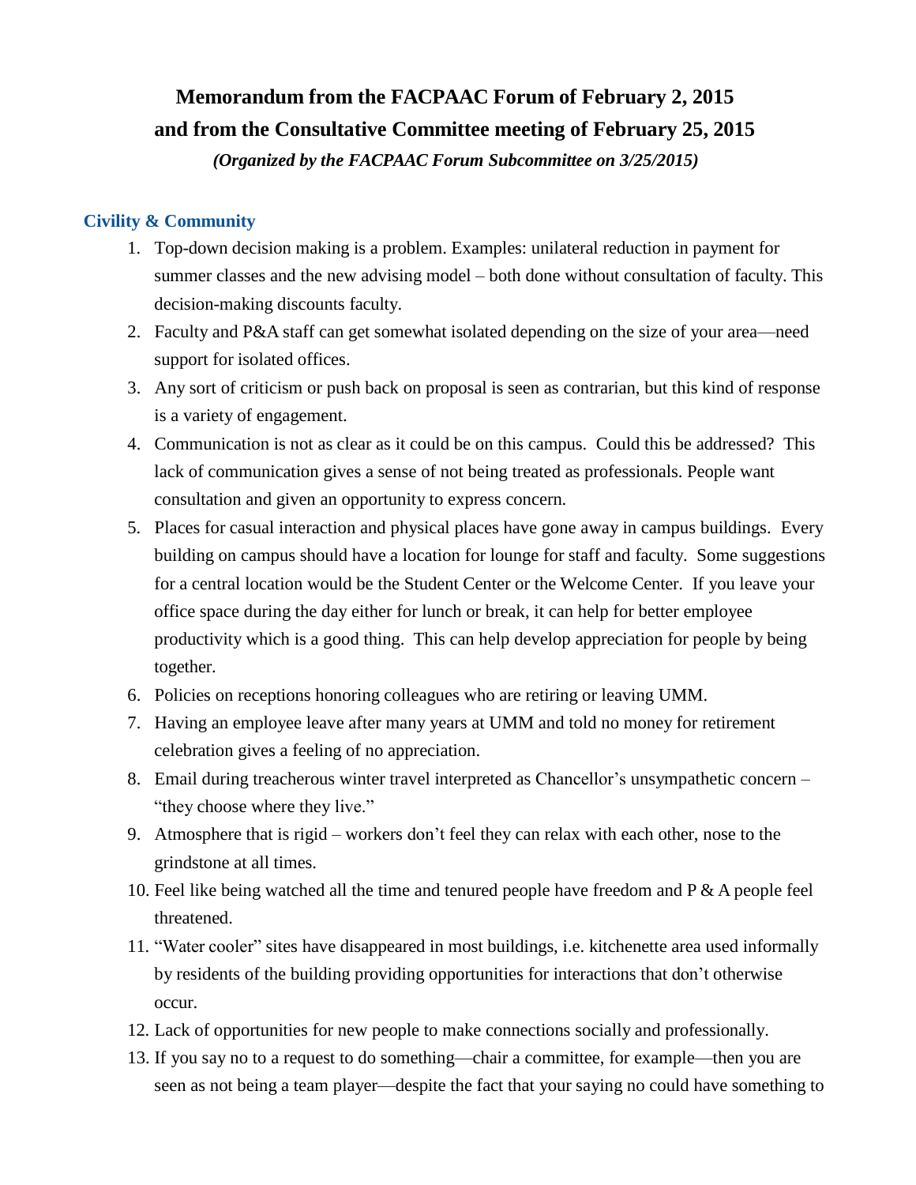# Memorandum from the FACPAAC Forum of February 2, 2015
# and from the Consultative Committee meeting of February 25, 2015

***(Organized by the FACPAAC Forum Subcommittee on 3/25/2015)***

## Civility & Community

1. Top-down decision making is a problem. Examples: unilateral reduction in payment for summer classes and the new advising model – both done without consultation of faculty. This decision-making discounts faculty.
2. Faculty and P&A staff can get somewhat isolated depending on the size of your area—need support for isolated offices.
3. Any sort of criticism or push back on proposal is seen as contrarian, but this kind of response is a variety of engagement.
4. Communication is not as clear as it could be on this campus. Could this be addressed? This lack of communication gives a sense of not being treated as professionals. People want consultation and given an opportunity to express concern.
5. Places for casual interaction and physical places have gone away in campus buildings. Every building on campus should have a location for lounge for staff and faculty. Some suggestions for a central location would be the Student Center or the Welcome Center. If you leave your office space during the day either for lunch or break, it can help for better employee productivity which is a good thing. This can help develop appreciation for people by being together.
6. Policies on receptions honoring colleagues who are retiring or leaving UMM.
7. Having an employee leave after many years at UMM and told no money for retirement celebration gives a feeling of no appreciation.
8. Email during treacherous winter travel interpreted as Chancellor's unsympathetic concern – "they choose where they live."
9. Atmosphere that is rigid – workers don't feel they can relax with each other, nose to the grindstone at all times.
10. Feel like being watched all the time and tenured people have freedom and P & A people feel threatened.
11. "Water cooler" sites have disappeared in most buildings, i.e. kitchenette area used informally by residents of the building providing opportunities for interactions that don't otherwise occur.
12. Lack of opportunities for new people to make connections socially and professionally.
13. If you say no to a request to do something—chair a committee, for example—then you are seen as not being a team player—despite the fact that your saying no could have something to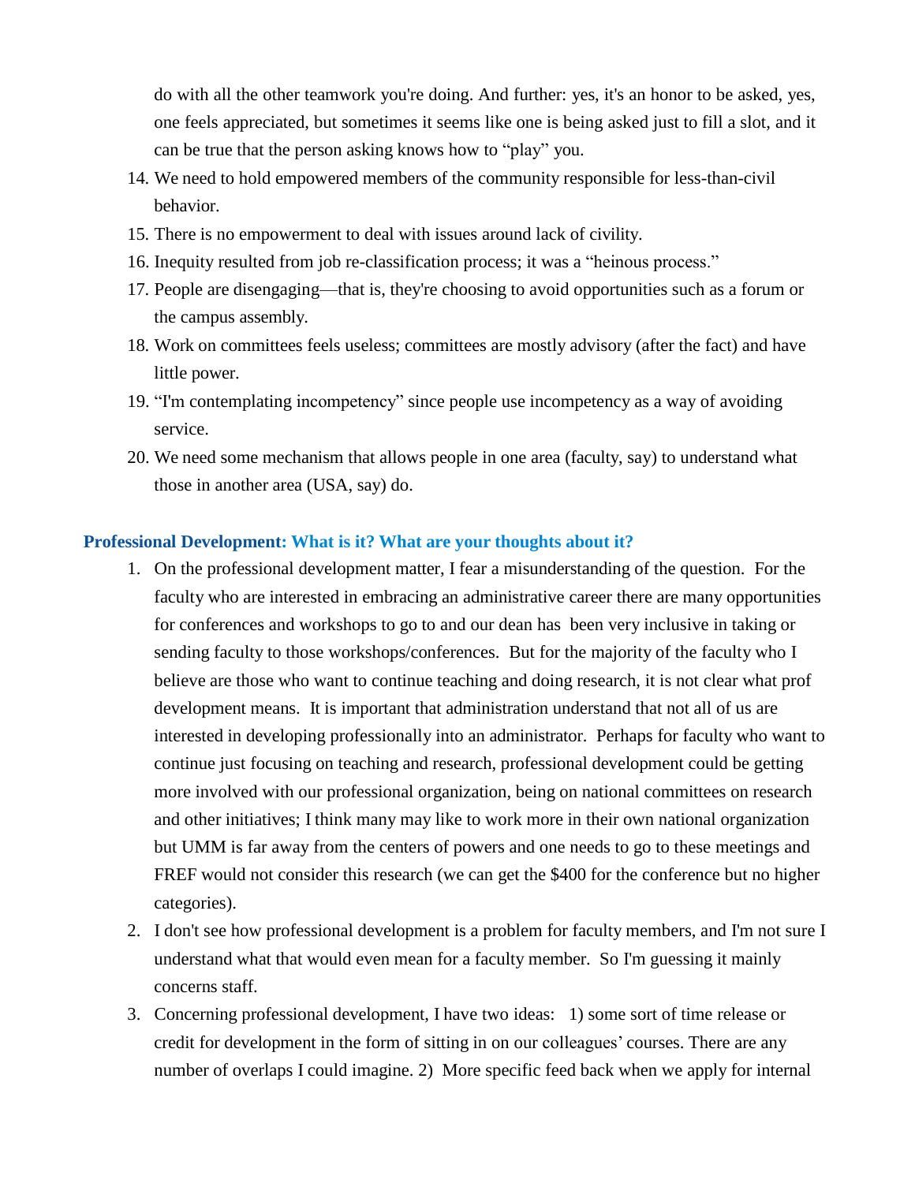do with all the other teamwork you're doing. And further: yes, it's an honor to be asked, yes, one feels appreciated, but sometimes it seems like one is being asked just to fill a slot, and it can be true that the person asking knows how to "play" you.

14. We need to hold empowered members of the community responsible for less-than-civil behavior.
15. There is no empowerment to deal with issues around lack of civility.
16. Inequity resulted from job re-classification process; it was a "heinous process."
17. People are disengaging—that is, they're choosing to avoid opportunities such as a forum or the campus assembly.
18. Work on committees feels useless; committees are mostly advisory (after the fact) and have little power.
19. "I'm contemplating incompetency" since people use incompetency as a way of avoiding service.
20. We need some mechanism that allows people in one area (faculty, say) to understand what those in another area (USA, say) do.

### Professional Development: What is it? What are your thoughts about it?

1. On the professional development matter, I fear a misunderstanding of the question. For the faculty who are interested in embracing an administrative career there are many opportunities for conferences and workshops to go to and our dean has been very inclusive in taking or sending faculty to those workshops/conferences. But for the majority of the faculty who I believe are those who want to continue teaching and doing research, it is not clear what prof development means. It is important that administration understand that not all of us are interested in developing professionally into an administrator. Perhaps for faculty who want to continue just focusing on teaching and research, professional development could be getting more involved with our professional organization, being on national committees on research and other initiatives; I think many may like to work more in their own national organization but UMM is far away from the centers of powers and one needs to go to these meetings and FREF would not consider this research (we can get the $400 for the conference but no higher categories).
2. I don't see how professional development is a problem for faculty members, and I'm not sure I understand what that would even mean for a faculty member. So I'm guessing it mainly concerns staff.
3. Concerning professional development, I have two ideas: 1) some sort of time release or credit for development in the form of sitting in on our colleagues' courses. There are any number of overlaps I could imagine. 2) More specific feed back when we apply for internal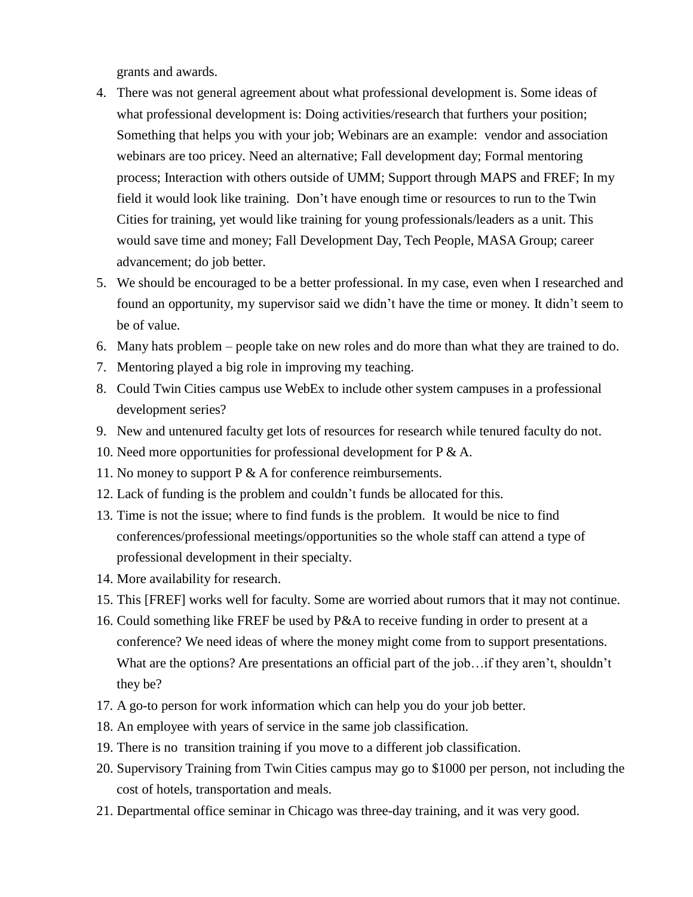grants and awards.

4. There was not general agreement about what professional development is. Some ideas of what professional development is: Doing activities/research that furthers your position; Something that helps you with your job; Webinars are an example: vendor and association webinars are too pricey. Need an alternative; Fall development day; Formal mentoring process; Interaction with others outside of UMM; Support through MAPS and FREF; In my field it would look like training. Don't have enough time or resources to run to the Twin Cities for training, yet would like training for young professionals/leaders as a unit. This would save time and money; Fall Development Day, Tech People, MASA Group; career advancement; do job better.
5. We should be encouraged to be a better professional. In my case, even when I researched and found an opportunity, my supervisor said we didn't have the time or money. It didn't seem to be of value.
6. Many hats problem – people take on new roles and do more than what they are trained to do.
7. Mentoring played a big role in improving my teaching.
8. Could Twin Cities campus use WebEx to include other system campuses in a professional development series?
9. New and untenured faculty get lots of resources for research while tenured faculty do not.
10. Need more opportunities for professional development for P & A.
11. No money to support P & A for conference reimbursements.
12. Lack of funding is the problem and couldn't funds be allocated for this.
13. Time is not the issue; where to find funds is the problem. It would be nice to find conferences/professional meetings/opportunities so the whole staff can attend a type of professional development in their specialty.
14. More availability for research.
15. This [FREF] works well for faculty. Some are worried about rumors that it may not continue.
16. Could something like FREF be used by P&A to receive funding in order to present at a conference? We need ideas of where the money might come from to support presentations. What are the options? Are presentations an official part of the job…if they aren't, shouldn't they be?
17. A go-to person for work information which can help you do your job better.
18. An employee with years of service in the same job classification.
19. There is no transition training if you move to a different job classification.
20. Supervisory Training from Twin Cities campus may go to $1000 per person, not including the cost of hotels, transportation and meals.
21. Departmental office seminar in Chicago was three-day training, and it was very good.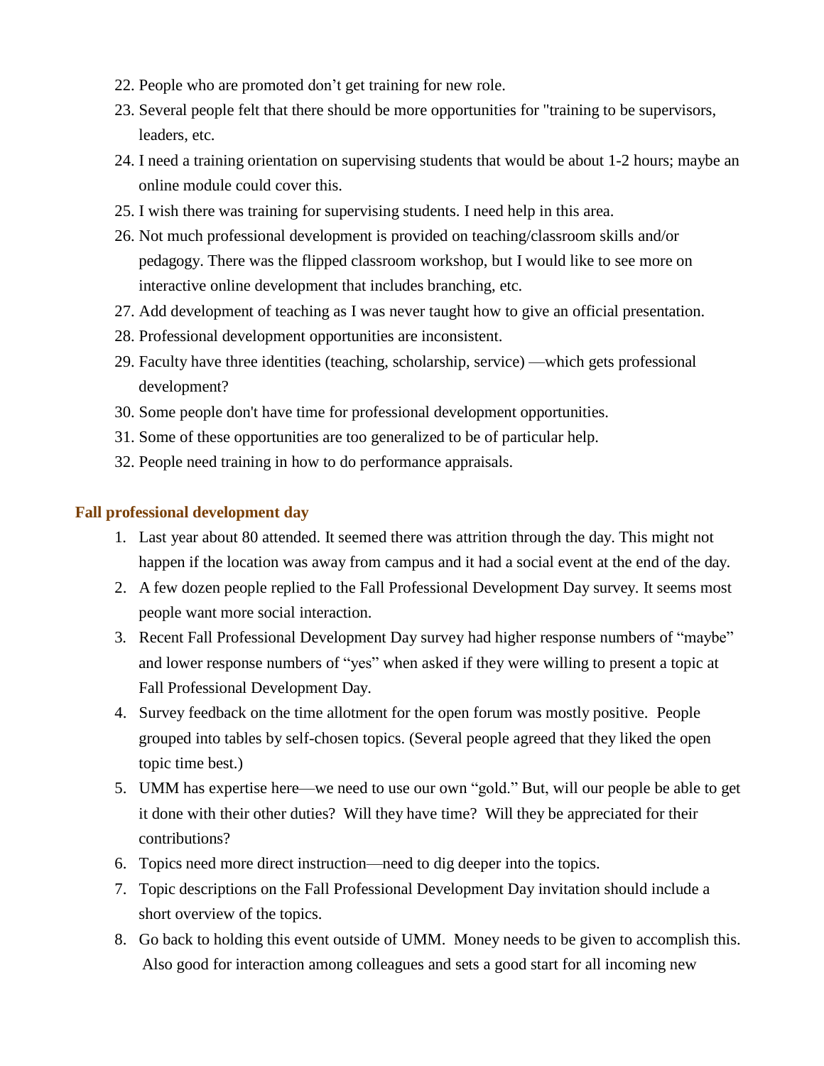22. People who are promoted don't get training for new role.
23. Several people felt that there should be more opportunities for "training to be supervisors, leaders, etc.
24. I need a training orientation on supervising students that would be about 1-2 hours; maybe an online module could cover this.
25. I wish there was training for supervising students. I need help in this area.
26. Not much professional development is provided on teaching/classroom skills and/or pedagogy. There was the flipped classroom workshop, but I would like to see more on interactive online development that includes branching, etc.
27. Add development of teaching as I was never taught how to give an official presentation.
28. Professional development opportunities are inconsistent.
29. Faculty have three identities (teaching, scholarship, service) —which gets professional development?
30. Some people don't have time for professional development opportunities.
31. Some of these opportunities are too generalized to be of particular help.
32. People need training in how to do performance appraisals.

### Fall professional development day

1. Last year about 80 attended. It seemed there was attrition through the day. This might not happen if the location was away from campus and it had a social event at the end of the day.
2. A few dozen people replied to the Fall Professional Development Day survey. It seems most people want more social interaction.
3. Recent Fall Professional Development Day survey had higher response numbers of "maybe" and lower response numbers of "yes" when asked if they were willing to present a topic at Fall Professional Development Day.
4. Survey feedback on the time allotment for the open forum was mostly positive. People grouped into tables by self-chosen topics. (Several people agreed that they liked the open topic time best.)
5. UMM has expertise here—we need to use our own "gold." But, will our people be able to get it done with their other duties? Will they have time? Will they be appreciated for their contributions?
6. Topics need more direct instruction—need to dig deeper into the topics.
7. Topic descriptions on the Fall Professional Development Day invitation should include a short overview of the topics.
8. Go back to holding this event outside of UMM. Money needs to be given to accomplish this. Also good for interaction among colleagues and sets a good start for all incoming new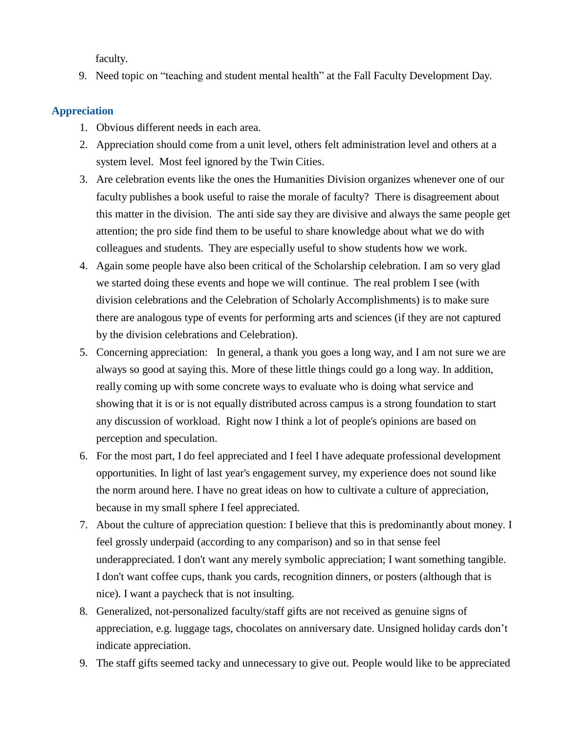faculty.

9. Need topic on "teaching and student mental health" at the Fall Faculty Development Day.

### Appreciation

1. Obvious different needs in each area.
2. Appreciation should come from a unit level, others felt administration level and others at a system level. Most feel ignored by the Twin Cities.
3. Are celebration events like the ones the Humanities Division organizes whenever one of our faculty publishes a book useful to raise the morale of faculty? There is disagreement about this matter in the division. The anti side say they are divisive and always the same people get attention; the pro side find them to be useful to share knowledge about what we do with colleagues and students. They are especially useful to show students how we work.
4. Again some people have also been critical of the Scholarship celebration. I am so very glad we started doing these events and hope we will continue. The real problem I see (with division celebrations and the Celebration of Scholarly Accomplishments) is to make sure there are analogous type of events for performing arts and sciences (if they are not captured by the division celebrations and Celebration).
5. Concerning appreciation: In general, a thank you goes a long way, and I am not sure we are always so good at saying this. More of these little things could go a long way. In addition, really coming up with some concrete ways to evaluate who is doing what service and showing that it is or is not equally distributed across campus is a strong foundation to start any discussion of workload. Right now I think a lot of people's opinions are based on perception and speculation.
6. For the most part, I do feel appreciated and I feel I have adequate professional development opportunities. In light of last year's engagement survey, my experience does not sound like the norm around here. I have no great ideas on how to cultivate a culture of appreciation, because in my small sphere I feel appreciated.
7. About the culture of appreciation question: I believe that this is predominantly about money. I feel grossly underpaid (according to any comparison) and so in that sense feel underappreciated. I don't want any merely symbolic appreciation; I want something tangible. I don't want coffee cups, thank you cards, recognition dinners, or posters (although that is nice). I want a paycheck that is not insulting.
8. Generalized, not-personalized faculty/staff gifts are not received as genuine signs of appreciation, e.g. luggage tags, chocolates on anniversary date. Unsigned holiday cards don't indicate appreciation.
9. The staff gifts seemed tacky and unnecessary to give out. People would like to be appreciated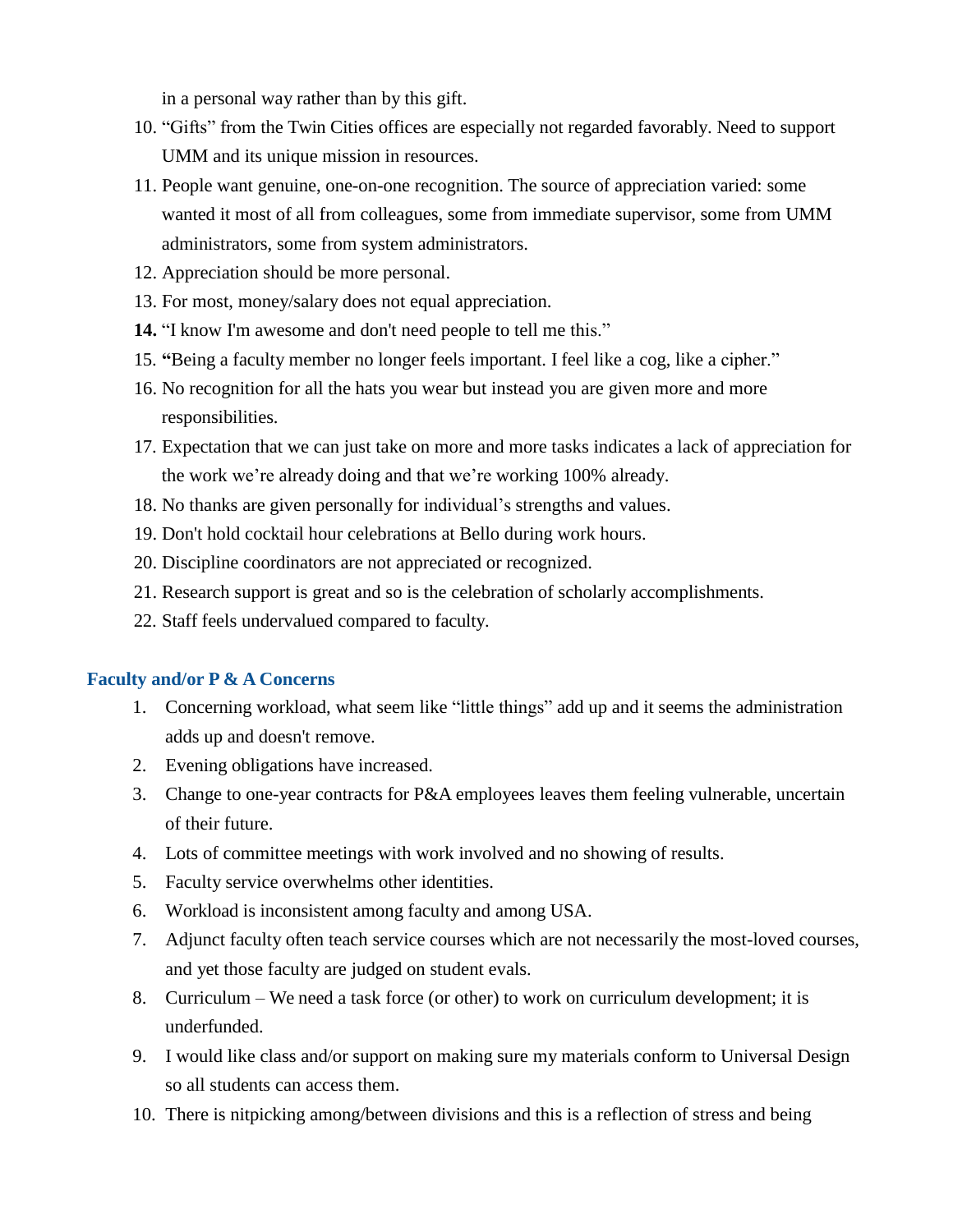in a personal way rather than by this gift.

10. "Gifts" from the Twin Cities offices are especially not regarded favorably. Need to support UMM and its unique mission in resources.
11. People want genuine, one-on-one recognition. The source of appreciation varied: some wanted it most of all from colleagues, some from immediate supervisor, some from UMM administrators, some from system administrators.
12. Appreciation should be more personal.
13. For most, money/salary does not equal appreciation.
14. "I know I'm awesome and don't need people to tell me this."
15. "Being a faculty member no longer feels important. I feel like a cog, like a cipher."
16. No recognition for all the hats you wear but instead you are given more and more responsibilities.
17. Expectation that we can just take on more and more tasks indicates a lack of appreciation for the work we're already doing and that we're working 100% already.
18. No thanks are given personally for individual's strengths and values.
19. Don't hold cocktail hour celebrations at Bello during work hours.
20. Discipline coordinators are not appreciated or recognized.
21. Research support is great and so is the celebration of scholarly accomplishments.
22. Staff feels undervalued compared to faculty.

### Faculty and/or P & A Concerns

1. Concerning workload, what seem like "little things" add up and it seems the administration adds up and doesn't remove.
2. Evening obligations have increased.
3. Change to one-year contracts for P&A employees leaves them feeling vulnerable, uncertain of their future.
4. Lots of committee meetings with work involved and no showing of results.
5. Faculty service overwhelms other identities.
6. Workload is inconsistent among faculty and among USA.
7. Adjunct faculty often teach service courses which are not necessarily the most-loved courses, and yet those faculty are judged on student evals.
8. Curriculum – We need a task force (or other) to work on curriculum development; it is underfunded.
9. I would like class and/or support on making sure my materials conform to Universal Design so all students can access them.
10. There is nitpicking among/between divisions and this is a reflection of stress and being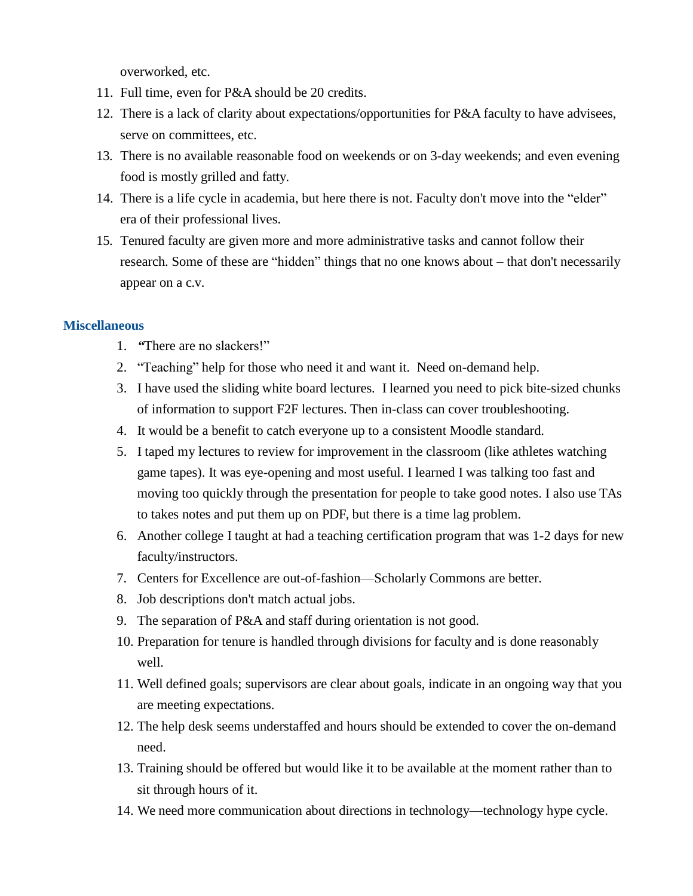overworked, etc.

11. Full time, even for P&A should be 20 credits.
12. There is a lack of clarity about expectations/opportunities for P&A faculty to have advisees, serve on committees, etc.
13. There is no available reasonable food on weekends or on 3-day weekends; and even evening food is mostly grilled and fatty.
14. There is a life cycle in academia, but here there is not. Faculty don't move into the "elder" era of their professional lives.
15. Tenured faculty are given more and more administrative tasks and cannot follow their research. Some of these are "hidden" things that no one knows about – that don't necessarily appear on a c.v.

### Miscellaneous

1. "There are no slackers!"
2. "Teaching" help for those who need it and want it. Need on-demand help.
3. I have used the sliding white board lectures. I learned you need to pick bite-sized chunks of information to support F2F lectures. Then in-class can cover troubleshooting.
4. It would be a benefit to catch everyone up to a consistent Moodle standard.
5. I taped my lectures to review for improvement in the classroom (like athletes watching game tapes). It was eye-opening and most useful. I learned I was talking too fast and moving too quickly through the presentation for people to take good notes. I also use TAs to takes notes and put them up on PDF, but there is a time lag problem.
6. Another college I taught at had a teaching certification program that was 1-2 days for new faculty/instructors.
7. Centers for Excellence are out-of-fashion—Scholarly Commons are better.
8. Job descriptions don't match actual jobs.
9. The separation of P&A and staff during orientation is not good.
10. Preparation for tenure is handled through divisions for faculty and is done reasonably well.
11. Well defined goals; supervisors are clear about goals, indicate in an ongoing way that you are meeting expectations.
12. The help desk seems understaffed and hours should be extended to cover the on-demand need.
13. Training should be offered but would like it to be available at the moment rather than to sit through hours of it.
14. We need more communication about directions in technology—technology hype cycle.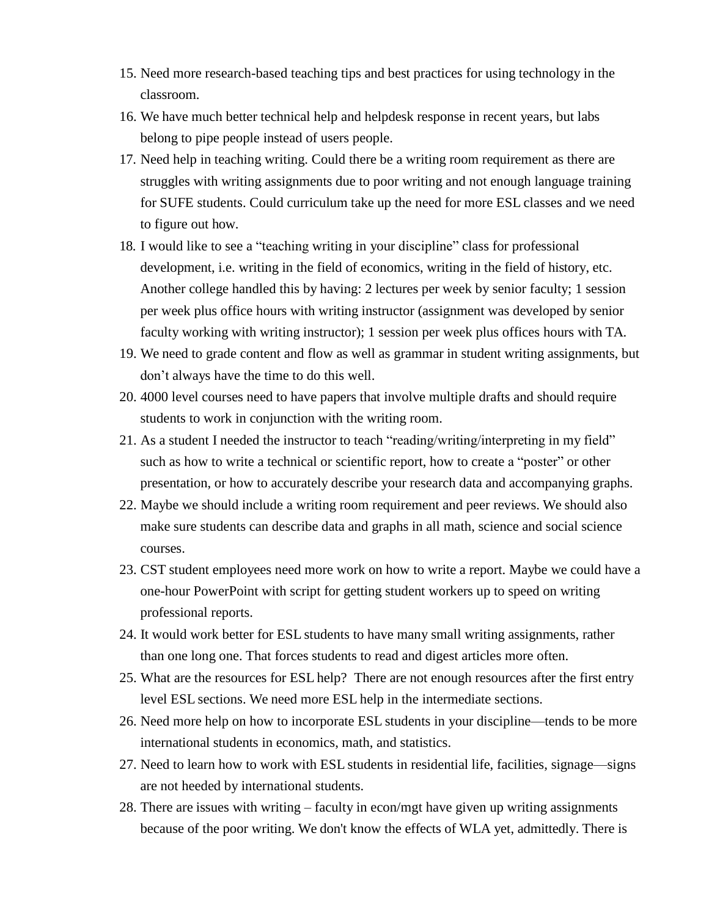15. Need more research-based teaching tips and best practices for using technology in the classroom.
16. We have much better technical help and helpdesk response in recent years, but labs belong to pipe people instead of users people.
17. Need help in teaching writing. Could there be a writing room requirement as there are struggles with writing assignments due to poor writing and not enough language training for SUFE students. Could curriculum take up the need for more ESL classes and we need to figure out how.
18. I would like to see a "teaching writing in your discipline" class for professional development, i.e. writing in the field of economics, writing in the field of history, etc. Another college handled this by having: 2 lectures per week by senior faculty; 1 session per week plus office hours with writing instructor (assignment was developed by senior faculty working with writing instructor); 1 session per week plus offices hours with TA.
19. We need to grade content and flow as well as grammar in student writing assignments, but don't always have the time to do this well.
20. 4000 level courses need to have papers that involve multiple drafts and should require students to work in conjunction with the writing room.
21. As a student I needed the instructor to teach "reading/writing/interpreting in my field" such as how to write a technical or scientific report, how to create a "poster" or other presentation, or how to accurately describe your research data and accompanying graphs.
22. Maybe we should include a writing room requirement and peer reviews. We should also make sure students can describe data and graphs in all math, science and social science courses.
23. CST student employees need more work on how to write a report. Maybe we could have a one-hour PowerPoint with script for getting student workers up to speed on writing professional reports.
24. It would work better for ESL students to have many small writing assignments, rather than one long one. That forces students to read and digest articles more often.
25. What are the resources for ESL help? There are not enough resources after the first entry level ESL sections. We need more ESL help in the intermediate sections.
26. Need more help on how to incorporate ESL students in your discipline—tends to be more international students in economics, math, and statistics.
27. Need to learn how to work with ESL students in residential life, facilities, signage—signs are not heeded by international students.
28. There are issues with writing – faculty in econ/mgt have given up writing assignments because of the poor writing. We don't know the effects of WLA yet, admittedly. There is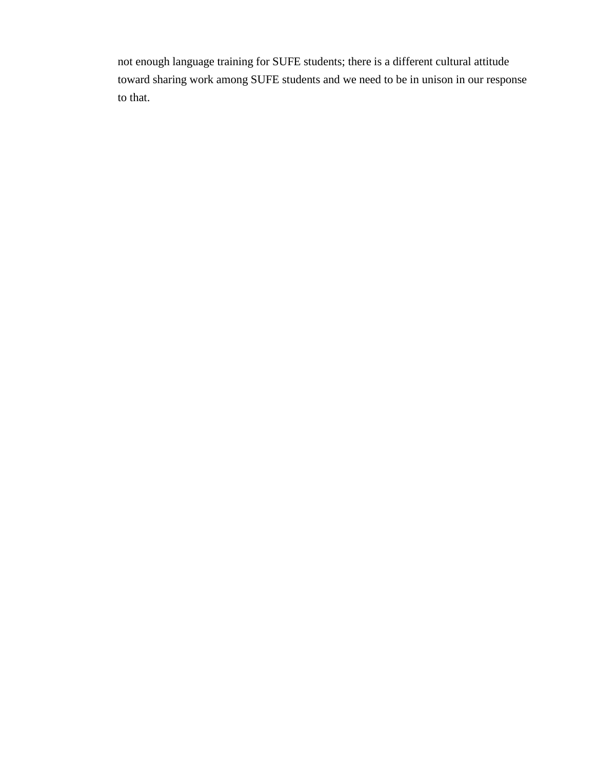not enough language training for SUFE students; there is a different cultural attitude toward sharing work among SUFE students and we need to be in unison in our response to that.